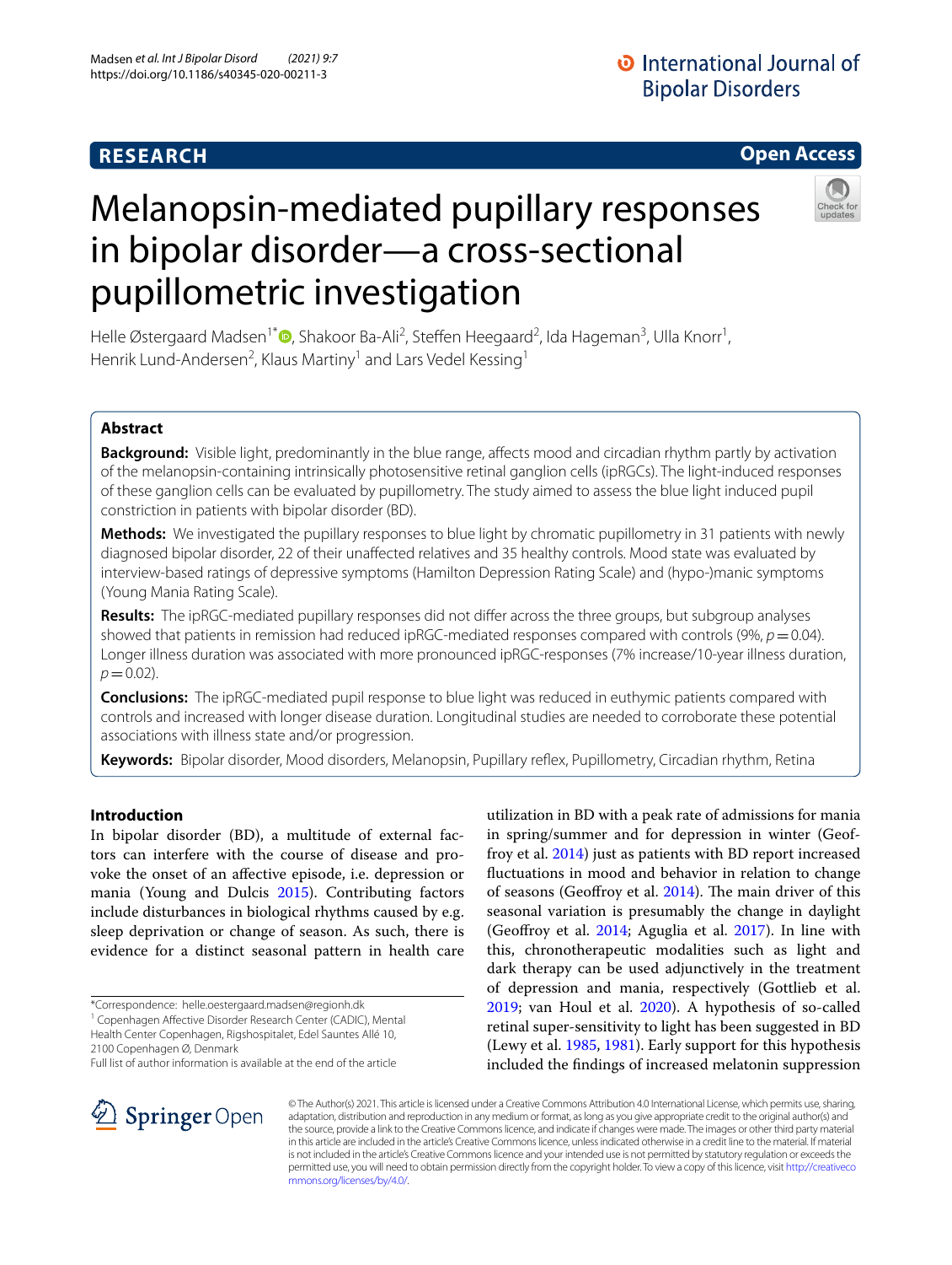RESEARCH

Open Access

# Melanopsin-mediated pupillary responses in bipolar disorder—a cross-sectional pupillometric investigation

Helle Østergaard Madsen[1*], Shakoor Ba-Ali[2], Steffen Heegaard[2], Ida Hageman[3], Ulla Knorr[1], Henrik Lund-Andersen[2], Klaus Martiny[1] and Lars Vedel Kessing[1]

## Abstract

**Background:** Visible light, predominantly in the blue range, affects mood and circadian rhythm partly by activation of the melanopsin-containing intrinsically photosensitive retinal ganglion cells (ipRGCs). The light-induced responses of these ganglion cells can be evaluated by pupillometry. The study aimed to assess the blue light induced pupil constriction in patients with bipolar disorder (BD).

**Methods:** We investigated the pupillary responses to blue light by chromatic pupillometry in 31 patients with newly diagnosed bipolar disorder, 22 of their unaffected relatives and 35 healthy controls. Mood state was evaluated by interview-based ratings of depressive symptoms (Hamilton Depression Rating Scale) and (hypo-)manic symptoms (Young Mania Rating Scale).

**Results:** The ipRGC-mediated pupillary responses did not differ across the three groups, but subgroup analyses showed that patients in remission had reduced ipRGC-mediated responses compared with controls (9%, $p = 0.04$). Longer illness duration was associated with more pronounced ipRGC-responses (7% increase/10-year illness duration, $p = 0.02$).

**Conclusions:** The ipRGC-mediated pupil response to blue light was reduced in euthymic patients compared with controls and increased with longer disease duration. Longitudinal studies are needed to corroborate these potential associations with illness state and/or progression.

**Keywords:** Bipolar disorder, Mood disorders, Melanopsin, Pupillary reflex, Pupillometry, Circadian rhythm, Retina

## Introduction

In bipolar disorder (BD), a multitude of external factors can interfere with the course of disease and provoke the onset of an affective episode, i.e. depression or mania (Young and Dulcis 2015). Contributing factors include disturbances in biological rhythms caused by e.g. sleep deprivation or change of season. As such, there is evidence for a distinct seasonal pattern in health care utilization in BD with a peak rate of admissions for mania in spring/summer and for depression in winter (Geoffroy et al. 2014) just as patients with BD report increased fluctuations in mood and behavior in relation to change of seasons (Geoffroy et al. 2014). The main driver of this seasonal variation is presumably the change in daylight (Geoffroy et al. 2014; Aguglia et al. 2017). In line with this, chronotherapeutic modalities such as light and dark therapy can be used adjunctively in the treatment of depression and mania, respectively (Gottlieb et al. 2019; van Houl et al. 2020). A hypothesis of so-called retinal super-sensitivity to light has been suggested in BD (Lewy et al. 1985, 1981). Early support for this hypothesis included the findings of increased melatonin suppression

*Correspondence: helle.oestergaard.madsen@regionh.dk
[1] Copenhagen Affective Disorder Research Center (CADIC), Mental Health Center Copenhagen, Rigshospitalet, Edel Sauntes Allé 10, 2100 Copenhagen Ø, Denmark
Full list of author information is available at the end of the article

© The Author(s) 2021. This article is licensed under a Creative Commons Attribution 4.0 International License, which permits use, sharing, adaptation, distribution and reproduction in any medium or format, as long as you give appropriate credit to the original author(s) and the source, provide a link to the Creative Commons licence, and indicate if changes were made. The images or other third party material in this article are included in the article's Creative Commons licence, unless indicated otherwise in a credit line to the material. If material is not included in the article's Creative Commons licence and your intended use is not permitted by statutory regulation or exceeds the permitted use, you will need to obtain permission directly from the copyright holder. To view a copy of this licence, visit http://creativecommons.org/licenses/by/4.0/.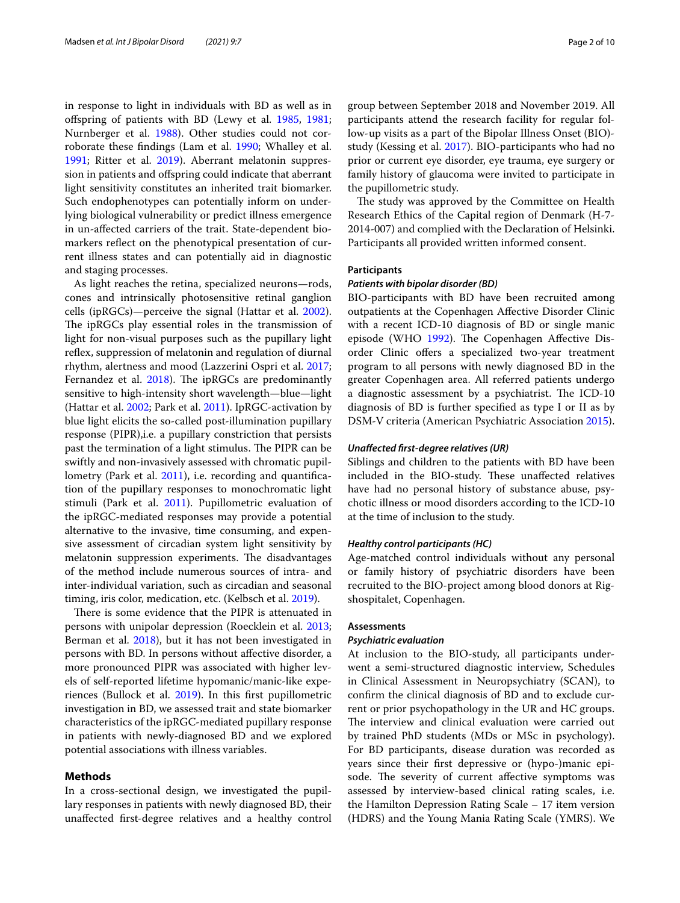in response to light in individuals with BD as well as in offspring of patients with BD (Lewy et al. 1985, 1981; Nurnberger et al. 1988). Other studies could not corroborate these findings (Lam et al. 1990; Whalley et al. 1991; Ritter et al. 2019). Aberrant melatonin suppression in patients and offspring could indicate that aberrant light sensitivity constitutes an inherited trait biomarker. Such endophenotypes can potentially inform on underlying biological vulnerability or predict illness emergence in un-affected carriers of the trait. State-dependent biomarkers reflect on the phenotypical presentation of current illness states and can potentially aid in diagnostic and staging processes.

As light reaches the retina, specialized neurons—rods, cones and intrinsically photosensitive retinal ganglion cells (ipRGCs)—perceive the signal (Hattar et al. 2002). The ipRGCs play essential roles in the transmission of light for non-visual purposes such as the pupillary light reflex, suppression of melatonin and regulation of diurnal rhythm, alertness and mood (Lazzerini Ospri et al. 2017; Fernandez et al. 2018). The ipRGCs are predominantly sensitive to high-intensity short wavelength—blue—light (Hattar et al. 2002; Park et al. 2011). IpRGC-activation by blue light elicits the so-called post-illumination pupillary response (PIPR),i.e. a pupillary constriction that persists past the termination of a light stimulus. The PIPR can be swiftly and non-invasively assessed with chromatic pupillometry (Park et al. 2011), i.e. recording and quantification of the pupillary responses to monochromatic light stimuli (Park et al. 2011). Pupillometric evaluation of the ipRGC-mediated responses may provide a potential alternative to the invasive, time consuming, and expensive assessment of circadian system light sensitivity by melatonin suppression experiments. The disadvantages of the method include numerous sources of intra- and inter-individual variation, such as circadian and seasonal timing, iris color, medication, etc. (Kelbsch et al. 2019).

There is some evidence that the PIPR is attenuated in persons with unipolar depression (Roecklein et al. 2013; Berman et al. 2018), but it has not been investigated in persons with BD. In persons without affective disorder, a more pronounced PIPR was associated with higher levels of self-reported lifetime hypomanic/manic-like experiences (Bullock et al. 2019). In this first pupillometric investigation in BD, we assessed trait and state biomarker characteristics of the ipRGC-mediated pupillary response in patients with newly-diagnosed BD and we explored potential associations with illness variables.

## Methods

In a cross-sectional design, we investigated the pupillary responses in patients with newly diagnosed BD, their unaffected first-degree relatives and a healthy control group between September 2018 and November 2019. All participants attend the research facility for regular follow-up visits as a part of the Bipolar Illness Onset (BIO)-study (Kessing et al. 2017). BIO-participants who had no prior or current eye disorder, eye trauma, eye surgery or family history of glaucoma were invited to participate in the pupillometric study.

The study was approved by the Committee on Health Research Ethics of the Capital region of Denmark (H-7-2014-007) and complied with the Declaration of Helsinki. Participants all provided written informed consent.

### Participants

#### *Patients with bipolar disorder (BD)*

BIO-participants with BD have been recruited among outpatients at the Copenhagen Affective Disorder Clinic with a recent ICD-10 diagnosis of BD or single manic episode (WHO 1992). The Copenhagen Affective Disorder Clinic offers a specialized two-year treatment program to all persons with newly diagnosed BD in the greater Copenhagen area. All referred patients undergo a diagnostic assessment by a psychiatrist. The ICD-10 diagnosis of BD is further specified as type I or II as by DSM-V criteria (American Psychiatric Association 2015).

#### *Unaffected first-degree relatives (UR)*

Siblings and children to the patients with BD have been included in the BIO-study. These unaffected relatives have had no personal history of substance abuse, psychotic illness or mood disorders according to the ICD-10 at the time of inclusion to the study.

#### *Healthy control participants (HC)*

Age-matched control individuals without any personal or family history of psychiatric disorders have been recruited to the BIO-project among blood donors at Rigshospitalet, Copenhagen.

### Assessments

#### *Psychiatric evaluation*

At inclusion to the BIO-study, all participants underwent a semi-structured diagnostic interview, Schedules in Clinical Assessment in Neuropsychiatry (SCAN), to confirm the clinical diagnosis of BD and to exclude current or prior psychopathology in the UR and HC groups. The interview and clinical evaluation were carried out by trained PhD students (MDs or MSc in psychology). For BD participants, disease duration was recorded as years since their first depressive or (hypo-)manic episode. The severity of current affective symptoms was assessed by interview-based clinical rating scales, i.e. the Hamilton Depression Rating Scale – 17 item version (HDRS) and the Young Mania Rating Scale (YMRS). We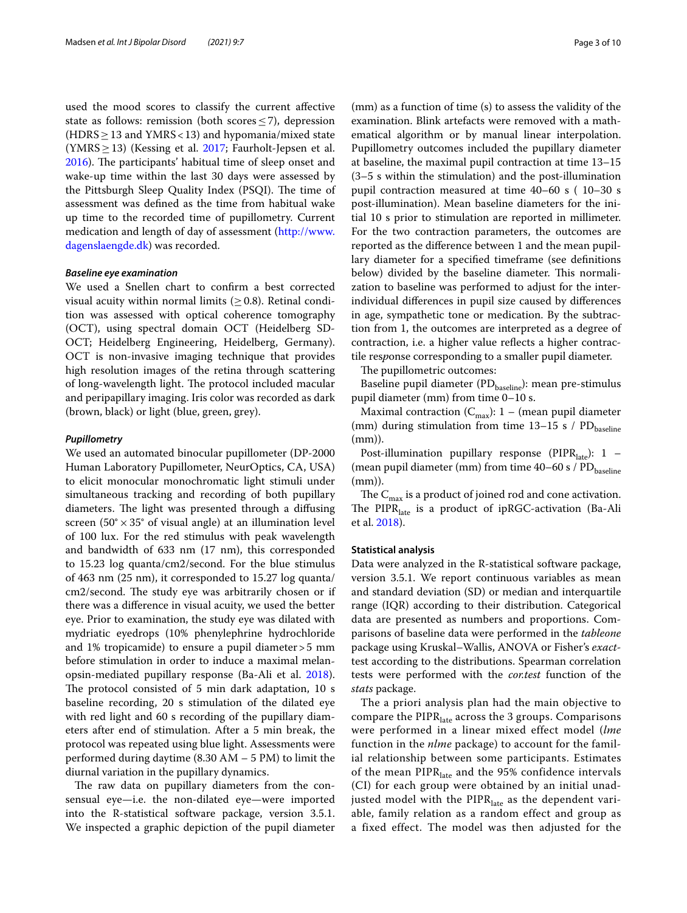used the mood scores to classify the current affective state as follows: remission (both scores ≤ 7), depression (HDRS ≥ 13 and YMRS < 13) and hypomania/mixed state (YMRS ≥ 13) (Kessing et al. 2017; Faurholt-Jepsen et al. 2016). The participants' habitual time of sleep onset and wake-up time within the last 30 days were assessed by the Pittsburgh Sleep Quality Index (PSQI). The time of assessment was defined as the time from habitual wake up time to the recorded time of pupillometry. Current medication and length of day of assessment (http://www.dagenslaengde.dk) was recorded.

#### Baseline eye examination

We used a Snellen chart to confirm a best corrected visual acuity within normal limits (≥ 0.8). Retinal condition was assessed with optical coherence tomography (OCT), using spectral domain OCT (Heidelberg SD-OCT; Heidelberg Engineering, Heidelberg, Germany). OCT is non-invasive imaging technique that provides high resolution images of the retina through scattering of long-wavelength light. The protocol included macular and peripapillary imaging. Iris color was recorded as dark (brown, black) or light (blue, green, grey).

#### Pupillometry

We used an automated binocular pupillometer (DP-2000 Human Laboratory Pupillometer, NeurOptics, CA, USA) to elicit monocular monochromatic light stimuli under simultaneous tracking and recording of both pupillary diameters. The light was presented through a diffusing screen (50° × 35° of visual angle) at an illumination level of 100 lux. For the red stimulus with peak wavelength and bandwidth of 633 nm (17 nm), this corresponded to 15.23 log quanta/cm2/second. For the blue stimulus of 463 nm (25 nm), it corresponded to 15.27 log quanta/cm2/second. The study eye was arbitrarily chosen or if there was a difference in visual acuity, we used the better eye. Prior to examination, the study eye was dilated with mydriatic eyedrops (10% phenylephrine hydrochloride and 1% tropicamide) to ensure a pupil diameter > 5 mm before stimulation in order to induce a maximal melanopsin-mediated pupillary response (Ba-Ali et al. 2018). The protocol consisted of 5 min dark adaptation, 10 s baseline recording, 20 s stimulation of the dilated eye with red light and 60 s recording of the pupillary diameters after end of stimulation. After a 5 min break, the protocol was repeated using blue light. Assessments were performed during daytime (8.30 AM – 5 PM) to limit the diurnal variation in the pupillary dynamics.

The raw data on pupillary diameters from the consensual eye—i.e. the non-dilated eye—were imported into the R-statistical software package, version 3.5.1. We inspected a graphic depiction of the pupil diameter (mm) as a function of time (s) to assess the validity of the examination. Blink artefacts were removed with a mathematical algorithm or by manual linear interpolation. Pupillometry outcomes included the pupillary diameter at baseline, the maximal pupil contraction at time 13–15 (3–5 s within the stimulation) and the post-illumination pupil contraction measured at time 40–60 s ( 10–30 s post-illumination). Mean baseline diameters for the initial 10 s prior to stimulation are reported in millimeter. For the two contraction parameters, the outcomes are reported as the difference between 1 and the mean pupillary diameter for a specified timeframe (see definitions below) divided by the baseline diameter. This normalization to baseline was performed to adjust for the inter-individual differences in pupil size caused by differences in age, sympathetic tone or medication. By the subtraction from 1, the outcomes are interpreted as a degree of contraction, i.e. a higher value reflects a higher contractile response corresponding to a smaller pupil diameter.

The pupillometric outcomes:

Baseline pupil diameter ($PD_{baseline}$): mean pre-stimulus pupil diameter (mm) from time 0–10 s.

Maximal contraction ($C_{max}$): 1 – (mean pupil diameter (mm) during stimulation from time 13–15 s / $PD_{baseline}$ (mm)).

Post-illumination pupillary response ($PIPR_{late}$): 1 – (mean pupil diameter (mm) from time 40–60 s / $PD_{baseline}$ (mm)).

The $C_{max}$ is a product of joined rod and cone activation. The $PIPR_{late}$ is a product of ipRGC-activation (Ba-Ali et al. 2018).

### Statistical analysis

Data were analyzed in the R-statistical software package, version 3.5.1. We report continuous variables as mean and standard deviation (SD) or median and interquartile range (IQR) according to their distribution. Categorical data are presented as numbers and proportions. Comparisons of baseline data were performed in the *tableone* package using Kruskal–Wallis, ANOVA or Fisher's *exact*-test according to the distributions. Spearman correlation tests were performed with the *cor.test* function of the *stats* package.

The a priori analysis plan had the main objective to compare the $PIPR_{late}$ across the 3 groups. Comparisons were performed in a linear mixed effect model (*lme* function in the *nlme* package) to account for the familial relationship between some participants. Estimates of the mean $PIPR_{late}$ and the 95% confidence intervals (CI) for each group were obtained by an initial unadjusted model with the $PIPR_{late}$ as the dependent variable, family relation as a random effect and group as a fixed effect. The model was then adjusted for the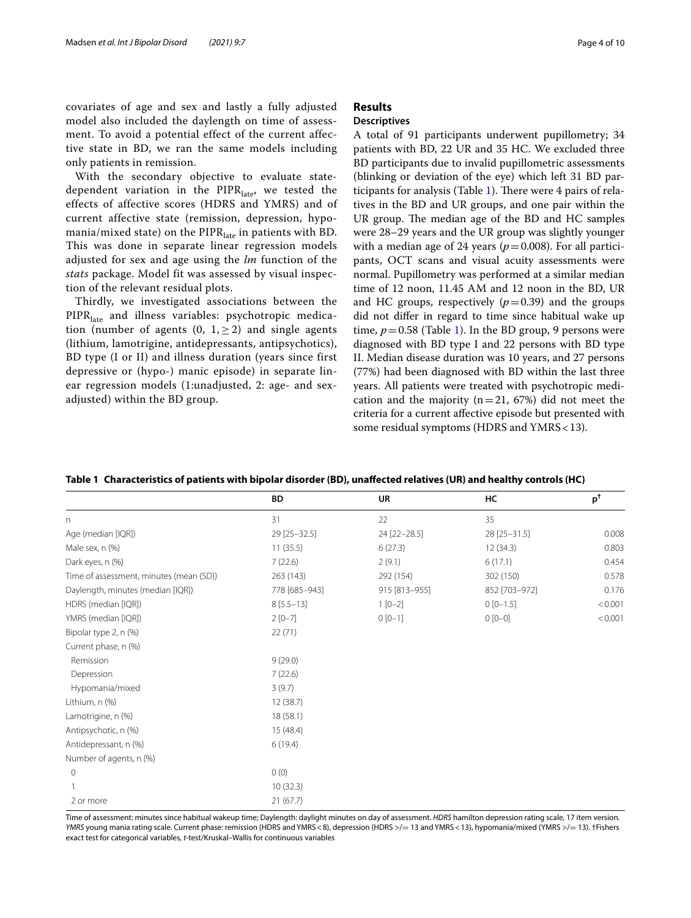covariates of age and sex and lastly a fully adjusted model also included the daylength on time of assessment. To avoid a potential effect of the current affective state in BD, we ran the same models including only patients in remission.

With the secondary objective to evaluate state-dependent variation in the $PIPR_{late}$, we tested the effects of affective scores (HDRS and YMRS) and of current affective state (remission, depression, hypomania/mixed state) on the $PIPR_{late}$ in patients with BD. This was done in separate linear regression models adjusted for sex and age using the *lm* function of the *stats* package. Model fit was assessed by visual inspection of the relevant residual plots.

Thirdly, we investigated associations between the $PIPR_{late}$ and illness variables: psychotropic medication (number of agents (0, 1, ≥ 2) and single agents (lithium, lamotrigine, antidepressants, antipsychotics), BD type (I or II) and illness duration (years since first depressive or (hypo-) manic episode) in separate linear regression models (1:unadjusted, 2: age- and sex-adjusted) within the BD group.

## Results

### Descriptives

A total of 91 participants underwent pupillometry; 34 patients with BD, 22 UR and 35 HC. We excluded three BD participants due to invalid pupillometric assessments (blinking or deviation of the eye) which left 31 BD participants for analysis (Table 1). There were 4 pairs of relatives in the BD and UR groups, and one pair within the UR group. The median age of the BD and HC samples were 28–29 years and the UR group was slightly younger with a median age of 24 years ($p = 0.008$). For all participants, OCT scans and visual acuity assessments were normal. Pupillometry was performed at a similar median time of 12 noon, 11.45 AM and 12 noon in the BD, UR and HC groups, respectively ($p = 0.39$) and the groups did not differ in regard to time since habitual wake up time, $p = 0.58$ (Table 1). In the BD group, 9 persons were diagnosed with BD type I and 22 persons with BD type II. Median disease duration was 10 years, and 27 persons (77%) had been diagnosed with BD within the last three years. All patients were treated with psychotropic medication and the majority (n = 21, 67%) did not meet the criteria for a current affective episode but presented with some residual symptoms (HDRS and YMRS < 13).

**Table 1 Characteristics of patients with bipolar disorder (BD), unaffected relatives (UR) and healthy controls (HC)**

| | BD | UR | HC | p[†] |
|---|---|---|---|---|
| n | 31 | 22 | 35 | |
| Age (median [IQR]) | 29 [25–32.5] | 24 [22–28.5] | 28 [25–31.5] | 0.008 |
| Male sex, n (%) | 11 (35.5) | 6 (27.3) | 12 (34.3) | 0.803 |
| Dark eyes, n (%) | 7 (22.6) | 2 (9.1) | 6 (17.1) | 0.454 |
| Time of assessment, minutes (mean (SD)) | 263 (143) | 292 (154) | 302 (150) | 0.578 |
| Daylength, minutes (median [IQR]) | 778 [685–943] | 915 [813–955] | 852 [703–972] | 0.176 |
| HDRS (median [IQR]) | 8 [5.5–13] | 1 [0–2] | 0 [0–1.5] | < 0.001 |
| YMRS (median [IQR]) | 2 [0–7] | 0 [0–1] | 0 [0–0] | < 0.001 |
| Bipolar type 2, n (%) | 22 (71) | | | |
| Current phase, n (%) | | | | |
| Remission | 9 (29.0) | | | |
| Depression | 7 (22.6) | | | |
| Hypomania/mixed | 3 (9.7) | | | |
| Lithium, n (%) | 12 (38.7) | | | |
| Lamotrigine, n (%) | 18 (58.1) | | | |
| Antipsychotic, n (%) | 15 (48.4) | | | |
| Antidepressant, n (%) | 6 (19.4) | | | |
| Number of agents, n (%) | | | | |
| 0 | 0 (0) | | | |
| 1 | 10 (32.3) | | | |
| 2 or more | 21 (67.7) | | | |

Time of assessment: minutes since habitual wakeup time; Daylength: daylight minutes on day of assessment. *HDRS* hamilton depression rating scale, 17 item version. *YMRS* young mania rating scale. Current phase: remission (HDRS and YMRS < 8), depression (HDRS >/= 13 and YMRS < 13), hypomania/mixed (YMRS >/= 13). †Fishers exact test for categorical variables, *t*-test/Kruskal–Wallis for continuous variables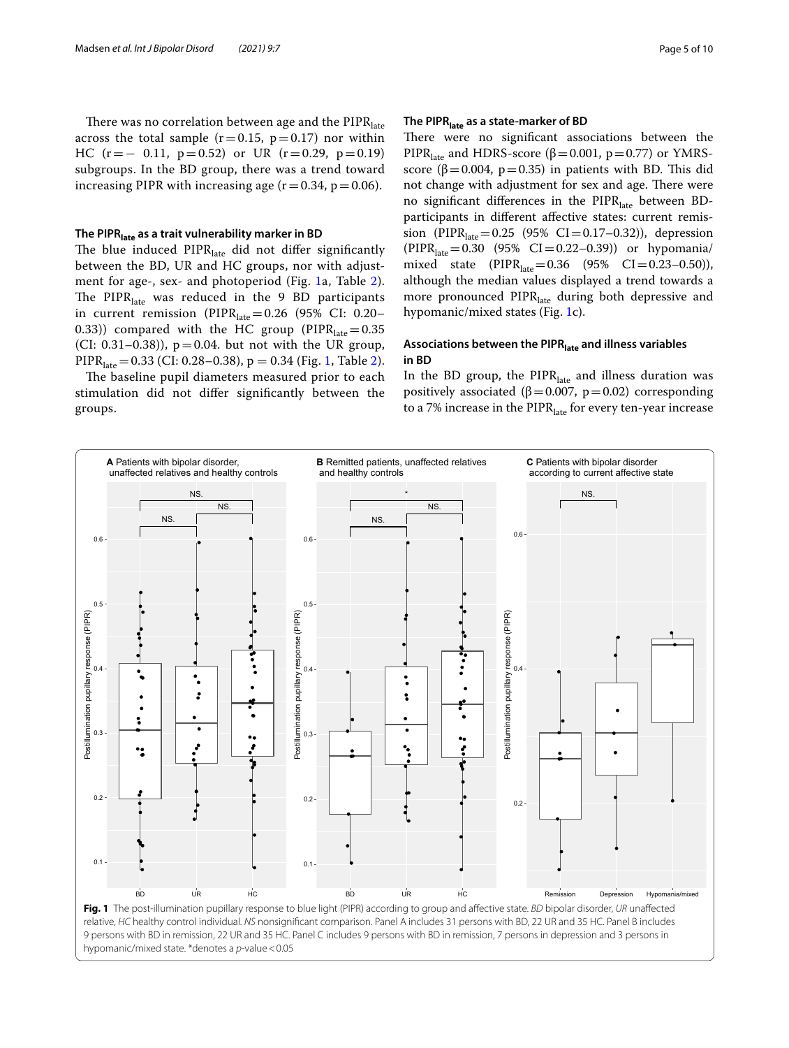There was no correlation between age and the $PIPR_{late}$ across the total sample ($r=0.15$, $p=0.17$) nor within HC ($r=-0.11$, $p=0.52$) or UR ($r=0.29$, $p=0.19$) subgroups. In the BD group, there was a trend toward increasing PIPR with increasing age ($r=0.34$, $p=0.06$).

### The $PIPR_{late}$ as a trait vulnerability marker in BD

The blue induced $PIPR_{late}$ did not differ significantly between the BD, UR and HC groups, nor with adjustment for age-, sex- and photoperiod (Fig. 1a, Table 2). The $PIPR_{late}$ was reduced in the 9 BD participants in current remission ($PIPR_{late}=0.26$ (95% CI: 0.20–0.33)) compared with the HC group ($PIPR_{late}=0.35$ (CI: 0.31–0.38)), $p=0.04$. but not with the UR group, $PIPR_{late}=0.33$ (CI: 0.28–0.38), $p=0.34$ (Fig. 1, Table 2).

The baseline pupil diameters measured prior to each stimulation did not differ significantly between the groups.

### The $PIPR_{late}$ as a state-marker of BD

There were no significant associations between the $PIPR_{late}$ and HDRS-score ($\beta=0.001$, $p=0.77$) or YMRS-score ($\beta=0.004$, $p=0.35$) in patients with BD. This did not change with adjustment for sex and age. There were no significant differences in the $PIPR_{late}$ between BD-participants in different affective states: current remission ($PIPR_{late}=0.25$ (95% CI = 0.17–0.32)), depression ($PIPR_{late}=0.30$ (95% CI = 0.22–0.39)) or hypomania/mixed state ($PIPR_{late}=0.36$ (95% CI = 0.23–0.50)), although the median values displayed a trend towards a more pronounced $PIPR_{late}$ during both depressive and hypomanic/mixed states (Fig. 1c).

### Associations between the $PIPR_{late}$ and illness variables in BD

In the BD group, the $PIPR_{late}$ and illness duration was positively associated ($\beta=0.007$, $p=0.02$) corresponding to a 7% increase in the $PIPR_{late}$ for every ten-year increase

**Fig. 1** The post-illumination pupillary response to blue light (PIPR) according to group and affective state. *BD* bipolar disorder, *UR* unaffected relative, *HC* healthy control individual. *NS* nonsignificant comparison. Panel A includes 31 persons with BD, 22 UR and 35 HC. Panel B includes 9 persons with BD in remission, 22 UR and 35 HC. Panel C includes 9 persons with BD in remission, 7 persons in depression and 3 persons in hypomanic/mixed state. *denotes a *p*-value < 0.05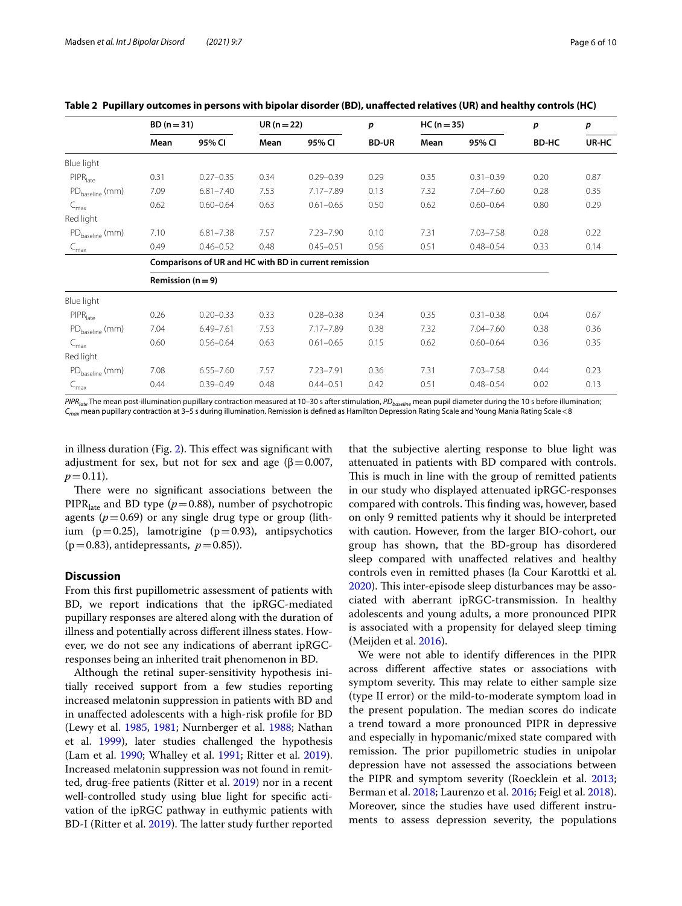**Table 2 Pupillary outcomes in persons with bipolar disorder (BD), unaffected relatives (UR) and healthy controls (HC)**

| | BD (n = 31) | | UR (n = 22) | | p | HC (n = 35) | | p | p |
|---|---|---|---|---|---|---|---|---|---|
| | Mean | 95% CI | Mean | 95% CI | BD-UR | Mean | 95% CI | BD-HC | UR-HC |
| Blue light | | | | | | | | | |
| $PIPR_{late}$ | 0.31 | 0.27–0.35 | 0.34 | 0.29–0.39 | 0.29 | 0.35 | 0.31–0.39 | 0.20 | 0.87 |
| $PD_{baseline}$ (mm) | 7.09 | 6.81–7.40 | 7.53 | 7.17–7.89 | 0.13 | 7.32 | 7.04–7.60 | 0.28 | 0.35 |
| $C_{max}$ | 0.62 | 0.60–0.64 | 0.63 | 0.61–0.65 | 0.50 | 0.62 | 0.60–0.64 | 0.80 | 0.29 |
| Red light | | | | | | | | | |
| $PD_{baseline}$ (mm) | 7.10 | 6.81–7.38 | 7.57 | 7.23–7.90 | 0.10 | 7.31 | 7.03–7.58 | 0.28 | 0.22 |
| $C_{max}$ | 0.49 | 0.46–0.52 | 0.48 | 0.45–0.51 | 0.56 | 0.51 | 0.48–0.54 | 0.33 | 0.14 |
| | **Comparisons of UR and HC with BD in current remission** | | | | | | | | |
| | **Remission (n = 9)** | | | | | | | | |
| Blue light | | | | | | | | | |
| $PIPR_{late}$ | 0.26 | 0.20–0.33 | 0.33 | 0.28–0.38 | 0.34 | 0.35 | 0.31–0.38 | 0.04 | 0.67 |
| $PD_{baseline}$ (mm) | 7.04 | 6.49–7.61 | 7.53 | 7.17–7.89 | 0.38 | 7.32 | 7.04–7.60 | 0.38 | 0.36 |
| $C_{max}$ | 0.60 | 0.56–0.64 | 0.63 | 0.61–0.65 | 0.15 | 0.62 | 0.60–0.64 | 0.36 | 0.35 |
| Red light | | | | | | | | | |
| $PD_{baseline}$ (mm) | 7.08 | 6.55–7.60 | 7.57 | 7.23–7.91 | 0.36 | 7.31 | 7.03–7.58 | 0.44 | 0.23 |
| $C_{max}$ | 0.44 | 0.39–0.49 | 0.48 | 0.44–0.51 | 0.42 | 0.51 | 0.48–0.54 | 0.02 | 0.13 |

*$PIPR_{late}$* The mean post-illumination pupillary contraction measured at 10–30 s after stimulation, *$PD_{baseline}$* mean pupil diameter during the 10 s before illumination; *$C_{max}$* mean pupillary contraction at 3–5 s during illumination. Remission is defined as Hamilton Depression Rating Scale and Young Mania Rating Scale < 8

in illness duration (Fig. 2). This effect was significant with adjustment for sex, but not for sex and age ($\beta = 0.007$, $p = 0.11$).

There were no significant associations between the $PIPR_{late}$ and BD type ($p = 0.88$), number of psychotropic agents ($p = 0.69$) or any single drug type or group (lithium ($p = 0.25$), lamotrigine ($p = 0.93$), antipsychotics ($p = 0.83$), antidepressants, $p = 0.85$)).

## Discussion

From this first pupillometric assessment of patients with BD, we report indications that the ipRGC-mediated pupillary responses are altered along with the duration of illness and potentially across different illness states. However, we do not see any indications of aberrant ipRGC-responses being an inherited trait phenomenon in BD.

Although the retinal super-sensitivity hypothesis initially received support from a few studies reporting increased melatonin suppression in patients with BD and in unaffected adolescents with a high-risk profile for BD (Lewy et al. 1985, 1981; Nurnberger et al. 1988; Nathan et al. 1999), later studies challenged the hypothesis (Lam et al. 1990; Whalley et al. 1991; Ritter et al. 2019). Increased melatonin suppression was not found in remitted, drug-free patients (Ritter et al. 2019) nor in a recent well-controlled study using blue light for specific activation of the ipRGC pathway in euthymic patients with BD-I (Ritter et al. 2019). The latter study further reported that the subjective alerting response to blue light was attenuated in patients with BD compared with controls. This is much in line with the group of remitted patients in our study who displayed attenuated ipRGC-responses compared with controls. This finding was, however, based on only 9 remitted patients why it should be interpreted with caution. However, from the larger BIO-cohort, our group has shown, that the BD-group has disordered sleep compared with unaffected relatives and healthy controls even in remitted phases (la Cour Karottki et al. 2020). This inter-episode sleep disturbances may be associated with aberrant ipRGC-transmission. In healthy adolescents and young adults, a more pronounced PIPR is associated with a propensity for delayed sleep timing (Meijden et al. 2016).

We were not able to identify differences in the PIPR across different affective states or associations with symptom severity. This may relate to either sample size (type II error) or the mild-to-moderate symptom load in the present population. The median scores do indicate a trend toward a more pronounced PIPR in depressive and especially in hypomanic/mixed state compared with remission. The prior pupillometric studies in unipolar depression have not assessed the associations between the PIPR and symptom severity (Roecklein et al. 2013; Berman et al. 2018; Laurenzo et al. 2016; Feigl et al. 2018). Moreover, since the studies have used different instruments to assess depression severity, the populations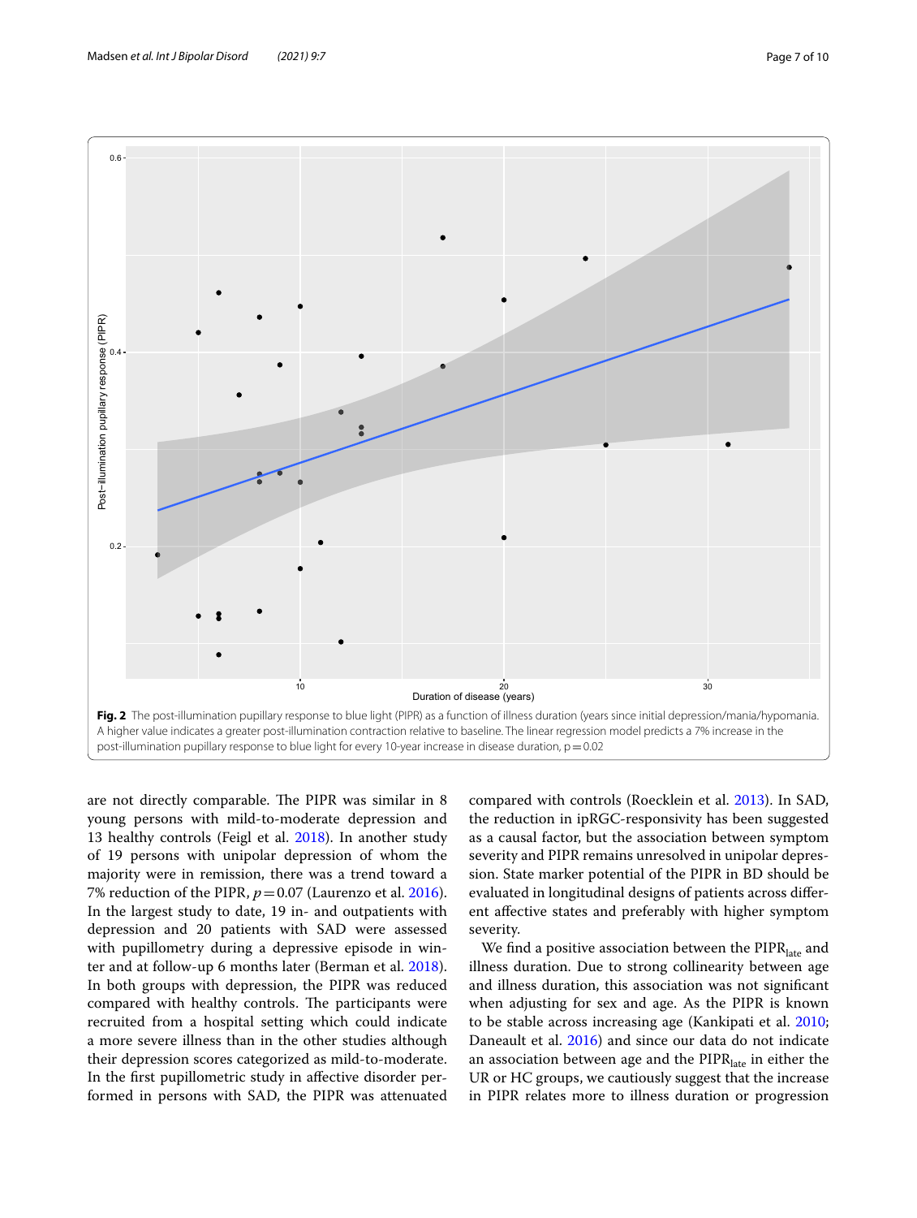Fig. 2 The post-illumination pupillary response to blue light (PIPR) as a function of illness duration (years since initial depression/mania/hypomania. A higher value indicates a greater post-illumination contraction relative to baseline. The linear regression model predicts a 7% increase in the post-illumination pupillary response to blue light for every 10-year increase in disease duration, $p = 0.02$

are not directly comparable. The PIPR was similar in 8 young persons with mild-to-moderate depression and 13 healthy controls (Feigl et al. 2018). In another study of 19 persons with unipolar depression of whom the majority were in remission, there was a trend toward a 7% reduction of the PIPR, $p = 0.07$ (Laurenzo et al. 2016). In the largest study to date, 19 in- and outpatients with depression and 20 patients with SAD were assessed with pupillometry during a depressive episode in winter and at follow-up 6 months later (Berman et al. 2018). In both groups with depression, the PIPR was reduced compared with healthy controls. The participants were recruited from a hospital setting which could indicate a more severe illness than in the other studies although their depression scores categorized as mild-to-moderate. In the first pupillometric study in affective disorder performed in persons with SAD, the PIPR was attenuated compared with controls (Roecklein et al. 2013). In SAD, the reduction in ipRGC-responsivity has been suggested as a causal factor, but the association between symptom severity and PIPR remains unresolved in unipolar depression. State marker potential of the PIPR in BD should be evaluated in longitudinal designs of patients across different affective states and preferably with higher symptom severity.

We find a positive association between the $PIPR_{late}$ and illness duration. Due to strong collinearity between age and illness duration, this association was not significant when adjusting for sex and age. As the PIPR is known to be stable across increasing age (Kankipati et al. 2010; Daneault et al. 2016) and since our data do not indicate an association between age and the $PIPR_{late}$ in either the UR or HC groups, we cautiously suggest that the increase in PIPR relates more to illness duration or progression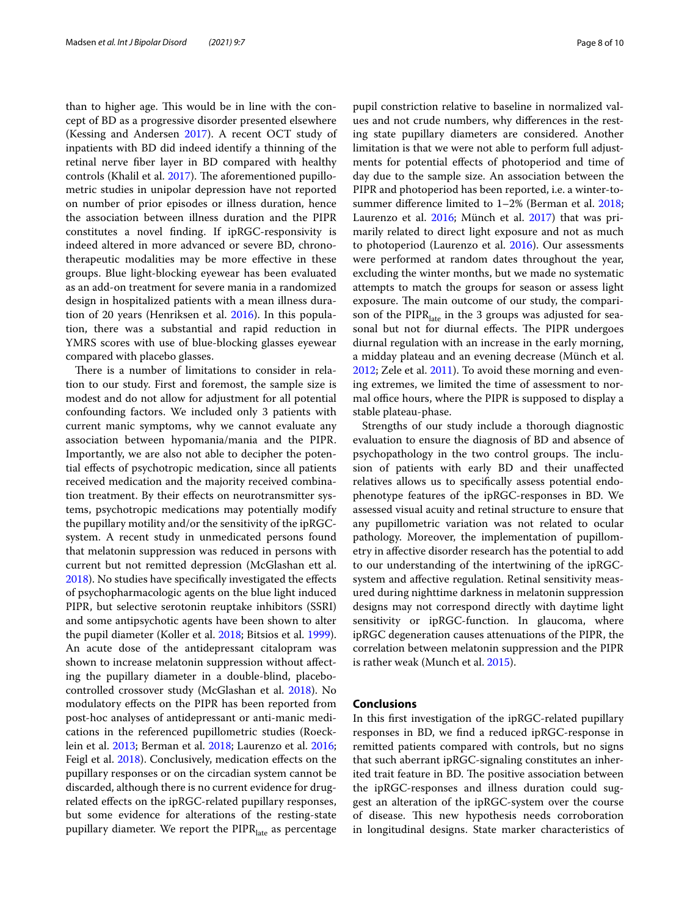than to higher age. This would be in line with the concept of BD as a progressive disorder presented elsewhere (Kessing and Andersen 2017). A recent OCT study of inpatients with BD did indeed identify a thinning of the retinal nerve fiber layer in BD compared with healthy controls (Khalil et al. 2017). The aforementioned pupillometric studies in unipolar depression have not reported on number of prior episodes or illness duration, hence the association between illness duration and the PIPR constitutes a novel finding. If ipRGC-responsivity is indeed altered in more advanced or severe BD, chronotherapeutic modalities may be more effective in these groups. Blue light-blocking eyewear has been evaluated as an add-on treatment for severe mania in a randomized design in hospitalized patients with a mean illness duration of 20 years (Henriksen et al. 2016). In this population, there was a substantial and rapid reduction in YMRS scores with use of blue-blocking glasses eyewear compared with placebo glasses.

There is a number of limitations to consider in relation to our study. First and foremost, the sample size is modest and do not allow for adjustment for all potential confounding factors. We included only 3 patients with current manic symptoms, why we cannot evaluate any association between hypomania/mania and the PIPR. Importantly, we are also not able to decipher the potential effects of psychotropic medication, since all patients received medication and the majority received combination treatment. By their effects on neurotransmitter systems, psychotropic medications may potentially modify the pupillary motility and/or the sensitivity of the ipRGC-system. A recent study in unmedicated persons found that melatonin suppression was reduced in persons with current but not remitted depression (McGlashan ett al. 2018). No studies have specifically investigated the effects of psychopharmacologic agents on the blue light induced PIPR, but selective serotonin reuptake inhibitors (SSRI) and some antipsychotic agents have been shown to alter the pupil diameter (Koller et al. 2018; Bitsios et al. 1999). An acute dose of the antidepressant citalopram was shown to increase melatonin suppression without affecting the pupillary diameter in a double-blind, placebo-controlled crossover study (McGlashan et al. 2018). No modulatory effects on the PIPR has been reported from post-hoc analyses of antidepressant or anti-manic medications in the referenced pupillometric studies (Roecklein et al. 2013; Berman et al. 2018; Laurenzo et al. 2016; Feigl et al. 2018). Conclusively, medication effects on the pupillary responses or on the circadian system cannot be discarded, although there is no current evidence for drug-related effects on the ipRGC-related pupillary responses, but some evidence for alterations of the resting-state pupillary diameter. We report the $\text{PIPR}_{\text{late}}$ as percentage pupil constriction relative to baseline in normalized values and not crude numbers, why differences in the resting state pupillary diameters are considered. Another limitation is that we were not able to perform full adjustments for potential effects of photoperiod and time of day due to the sample size. An association between the PIPR and photoperiod has been reported, i.e. a winter-to-summer difference limited to 1–2% (Berman et al. 2018; Laurenzo et al. 2016; Münch et al. 2017) that was primarily related to direct light exposure and not as much to photoperiod (Laurenzo et al. 2016). Our assessments were performed at random dates throughout the year, excluding the winter months, but we made no systematic attempts to match the groups for season or assess light exposure. The main outcome of our study, the comparison of the $\text{PIPR}_{\text{late}}$ in the 3 groups was adjusted for seasonal but not for diurnal effects. The PIPR undergoes diurnal regulation with an increase in the early morning, a midday plateau and an evening decrease (Münch et al. 2012; Zele et al. 2011). To avoid these morning and evening extremes, we limited the time of assessment to normal office hours, where the PIPR is supposed to display a stable plateau-phase.

Strengths of our study include a thorough diagnostic evaluation to ensure the diagnosis of BD and absence of psychopathology in the two control groups. The inclusion of patients with early BD and their unaffected relatives allows us to specifically assess potential endophenotype features of the ipRGC-responses in BD. We assessed visual acuity and retinal structure to ensure that any pupillometric variation was not related to ocular pathology. Moreover, the implementation of pupillometry in affective disorder research has the potential to add to our understanding of the intertwining of the ipRGC-system and affective regulation. Retinal sensitivity measured during nighttime darkness in melatonin suppression designs may not correspond directly with daytime light sensitivity or ipRGC-function. In glaucoma, where ipRGC degeneration causes attenuations of the PIPR, the correlation between melatonin suppression and the PIPR is rather weak (Munch et al. 2015).

## Conclusions

In this first investigation of the ipRGC-related pupillary responses in BD, we find a reduced ipRGC-response in remitted patients compared with controls, but no signs that such aberrant ipRGC-signaling constitutes an inherited trait feature in BD. The positive association between the ipRGC-responses and illness duration could suggest an alteration of the ipRGC-system over the course of disease. This new hypothesis needs corroboration in longitudinal designs. State marker characteristics of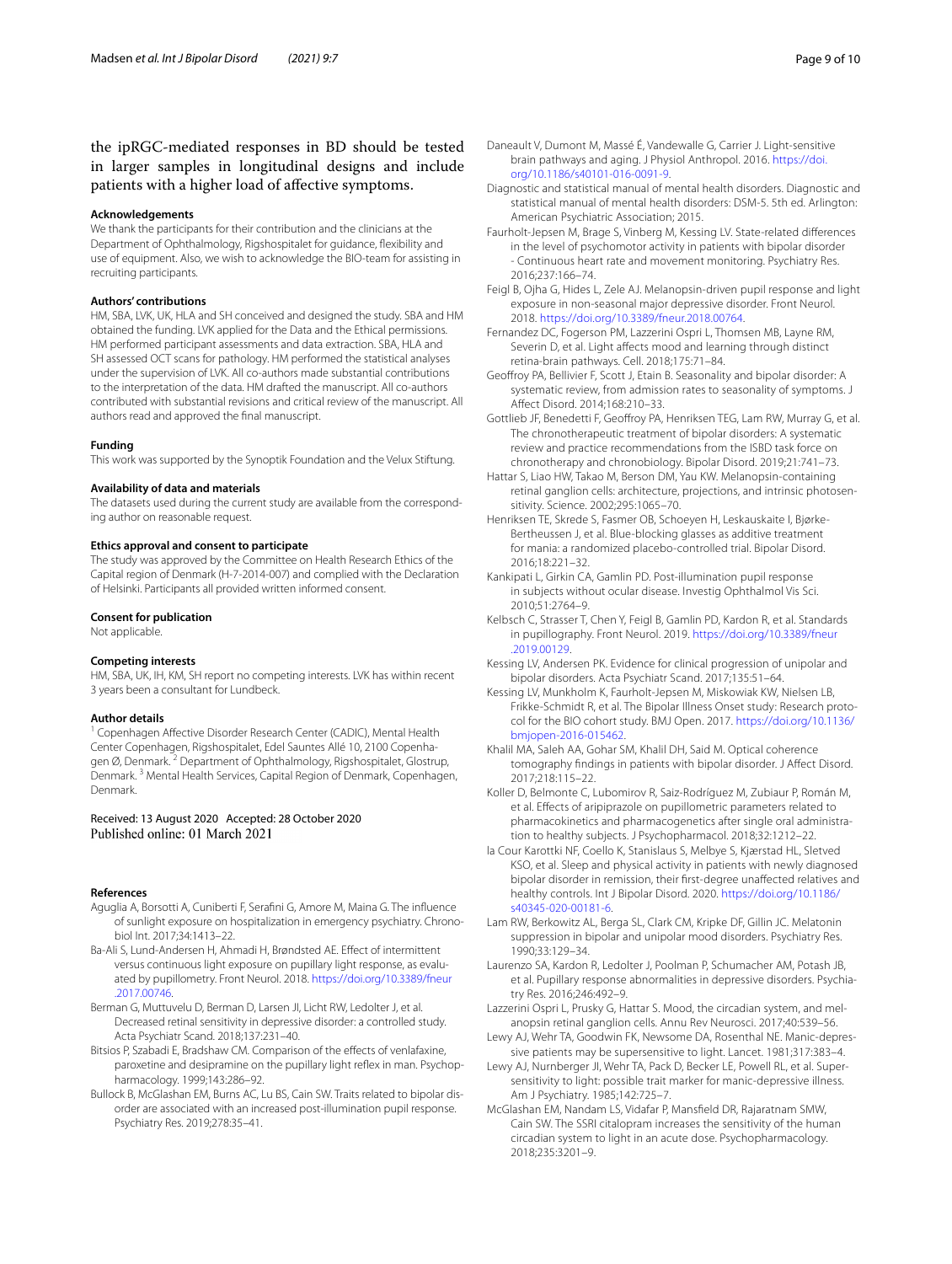the ipRGC-mediated responses in BD should be tested in larger samples in longitudinal designs and include patients with a higher load of affective symptoms.

### Acknowledgements

We thank the participants for their contribution and the clinicians at the Department of Ophthalmology, Rigshospitalet for guidance, flexibility and use of equipment. Also, we wish to acknowledge the BIO-team for assisting in recruiting participants.

### Authors' contributions

HM, SBA, LVK, UK, HLA and SH conceived and designed the study. SBA and HM obtained the funding. LVK applied for the Data and the Ethical permissions. HM performed participant assessments and data extraction. SBA, HLA and SH assessed OCT scans for pathology. HM performed the statistical analyses under the supervision of LVK. All co-authors made substantial contributions to the interpretation of the data. HM drafted the manuscript. All co-authors contributed with substantial revisions and critical review of the manuscript. All authors read and approved the final manuscript.

### Funding

This work was supported by the Synoptik Foundation and the Velux Stiftung.

### Availability of data and materials

The datasets used during the current study are available from the corresponding author on reasonable request.

### Ethics approval and consent to participate

The study was approved by the Committee on Health Research Ethics of the Capital region of Denmark (H-7-2014-007) and complied with the Declaration of Helsinki. Participants all provided written informed consent.

### Consent for publication

Not applicable.

### Competing interests

HM, SBA, UK, IH, KM, SH report no competing interests. LVK has within recent 3 years been a consultant for Lundbeck.

### Author details

[1] Copenhagen Affective Disorder Research Center (CADIC), Mental Health Center Copenhagen, Rigshospitalet, Edel Sauntes Allé 10, 2100 Copenhagen Ø, Denmark. [2] Department of Ophthalmology, Rigshospitalet, Glostrup, Denmark. [3] Mental Health Services, Capital Region of Denmark, Copenhagen, Denmark.

Received: 13 August 2020 Accepted: 28 October 2020
Published online: 01 March 2021

### References

- Aguglia A, Borsotti A, Cuniberti F, Serafini G, Amore M, Maina G. The influence of sunlight exposure on hospitalization in emergency psychiatry. Chronobiol Int. 2017;34:1413–22.
- Ba-Ali S, Lund-Andersen H, Ahmadi H, Brøndsted AE. Effect of intermittent versus continuous light exposure on pupillary light response, as evaluated by pupillometry. Front Neurol. 2018. https://doi.org/10.3389/fneur.2017.00746.
- Berman G, Muttuvelu D, Berman D, Larsen JI, Licht RW, Ledolter J, et al. Decreased retinal sensitivity in depressive disorder: a controlled study. Acta Psychiatr Scand. 2018;137:231–40.
- Bitsios P, Szabadi E, Bradshaw CM. Comparison of the effects of venlafaxine, paroxetine and desipramine on the pupillary light reflex in man. Psychopharmacology. 1999;143:286–92.
- Bullock B, McGlashan EM, Burns AC, Lu BS, Cain SW. Traits related to bipolar disorder are associated with an increased post-illumination pupil response. Psychiatry Res. 2019;278:35–41.
- Daneault V, Dumont M, Massé É, Vandewalle G, Carrier J. Light-sensitive brain pathways and aging. J Physiol Anthropol. 2016. https://doi.org/10.1186/s40101-016-0091-9.
- Diagnostic and statistical manual of mental health disorders. Diagnostic and statistical manual of mental health disorders: DSM-5. 5th ed. Arlington: American Psychiatric Association; 2015.
- Faurholt-Jepsen M, Brage S, Vinberg M, Kessing LV. State-related differences in the level of psychomotor activity in patients with bipolar disorder - Continuous heart rate and movement monitoring. Psychiatry Res. 2016;237:166–74.
- Feigl B, Ojha G, Hides L, Zele AJ. Melanopsin-driven pupil response and light exposure in non-seasonal major depressive disorder. Front Neurol. 2018. https://doi.org/10.3389/fneur.2018.00764.
- Fernandez DC, Fogerson PM, Lazzerini Ospri L, Thomsen MB, Layne RM, Severin D, et al. Light affects mood and learning through distinct retina-brain pathways. Cell. 2018;175:71–84.
- Geoffroy PA, Bellivier F, Scott J, Etain B. Seasonality and bipolar disorder: A systematic review, from admission rates to seasonality of symptoms. J Affect Disord. 2014;168:210–33.
- Gottlieb JF, Benedetti F, Geoffroy PA, Henriksen TEG, Lam RW, Murray G, et al. The chronotherapeutic treatment of bipolar disorders: A systematic review and practice recommendations from the ISBD task force on chronotherapy and chronobiology. Bipolar Disord. 2019;21:741–73.
- Hattar S, Liao HW, Takao M, Berson DM, Yau KW. Melanopsin-containing retinal ganglion cells: architecture, projections, and intrinsic photosensitivity. Science. 2002;295:1065–70.
- Henriksen TE, Skrede S, Fasmer OB, Schoeyen H, Leskauskaite I, Bjørke-Bertheussen J, et al. Blue-blocking glasses as additive treatment for mania: a randomized placebo-controlled trial. Bipolar Disord. 2016;18:221–32.
- Kankipati L, Girkin CA, Gamlin PD. Post-illumination pupil response in subjects without ocular disease. Investig Ophthalmol Vis Sci. 2010;51:2764–9.
- Kelbsch C, Strasser T, Chen Y, Feigl B, Gamlin PD, Kardon R, et al. Standards in pupillography. Front Neurol. 2019. https://doi.org/10.3389/fneur.2019.00129.
- Kessing LV, Andersen PK. Evidence for clinical progression of unipolar and bipolar disorders. Acta Psychiatr Scand. 2017;135:51–64.
- Kessing LV, Munkholm K, Faurholt-Jepsen M, Miskowiak KW, Nielsen LB, Frikke-Schmidt R, et al. The Bipolar Illness Onset study: Research protocol for the BIO cohort study. BMJ Open. 2017. https://doi.org/10.1136/bmjopen-2016-015462.
- Khalil MA, Saleh AA, Gohar SM, Khalil DH, Said M. Optical coherence tomography findings in patients with bipolar disorder. J Affect Disord. 2017;218:115–22.
- Koller D, Belmonte C, Lubomirov R, Saiz-Rodríguez M, Zubiaur P, Román M, et al. Effects of aripiprazole on pupillometric parameters related to pharmacokinetics and pharmacogenetics after single oral administration to healthy subjects. J Psychopharmacol. 2018;32:1212–22.
- la Cour Karottki NF, Coello K, Stanislaus S, Melbye S, Kjærstad HL, Sletved KSO, et al. Sleep and physical activity in patients with newly diagnosed bipolar disorder in remission, their first-degree unaffected relatives and healthy controls. Int J Bipolar Disord. 2020. https://doi.org/10.1186/s40345-020-00181-6.
- Lam RW, Berkowitz AL, Berga SL, Clark CM, Kripke DF, Gillin JC. Melatonin suppression in bipolar and unipolar mood disorders. Psychiatry Res. 1990;33:129–34.
- Laurenzo SA, Kardon R, Ledolter J, Poolman P, Schumacher AM, Potash JB, et al. Pupillary response abnormalities in depressive disorders. Psychiatry Res. 2016;246:492–9.
- Lazzerini Ospri L, Prusky G, Hattar S. Mood, the circadian system, and melanopsin retinal ganglion cells. Annu Rev Neurosci. 2017;40:539–56.
- Lewy AJ, Wehr TA, Goodwin FK, Newsome DA, Rosenthal NE. Manic-depressive patients may be supersensitive to light. Lancet. 1981;317:383–4.
- Lewy AJ, Nurnberger JI, Wehr TA, Pack D, Becker LE, Powell RL, et al. Supersensitivity to light: possible trait marker for manic-depressive illness. Am J Psychiatry. 1985;142:725–7.
- McGlashan EM, Nandam LS, Vidafar P, Mansfield DR, Rajaratnam SMW, Cain SW. The SSRI citalopram increases the sensitivity of the human circadian system to light in an acute dose. Psychopharmacology. 2018;235:3201–9.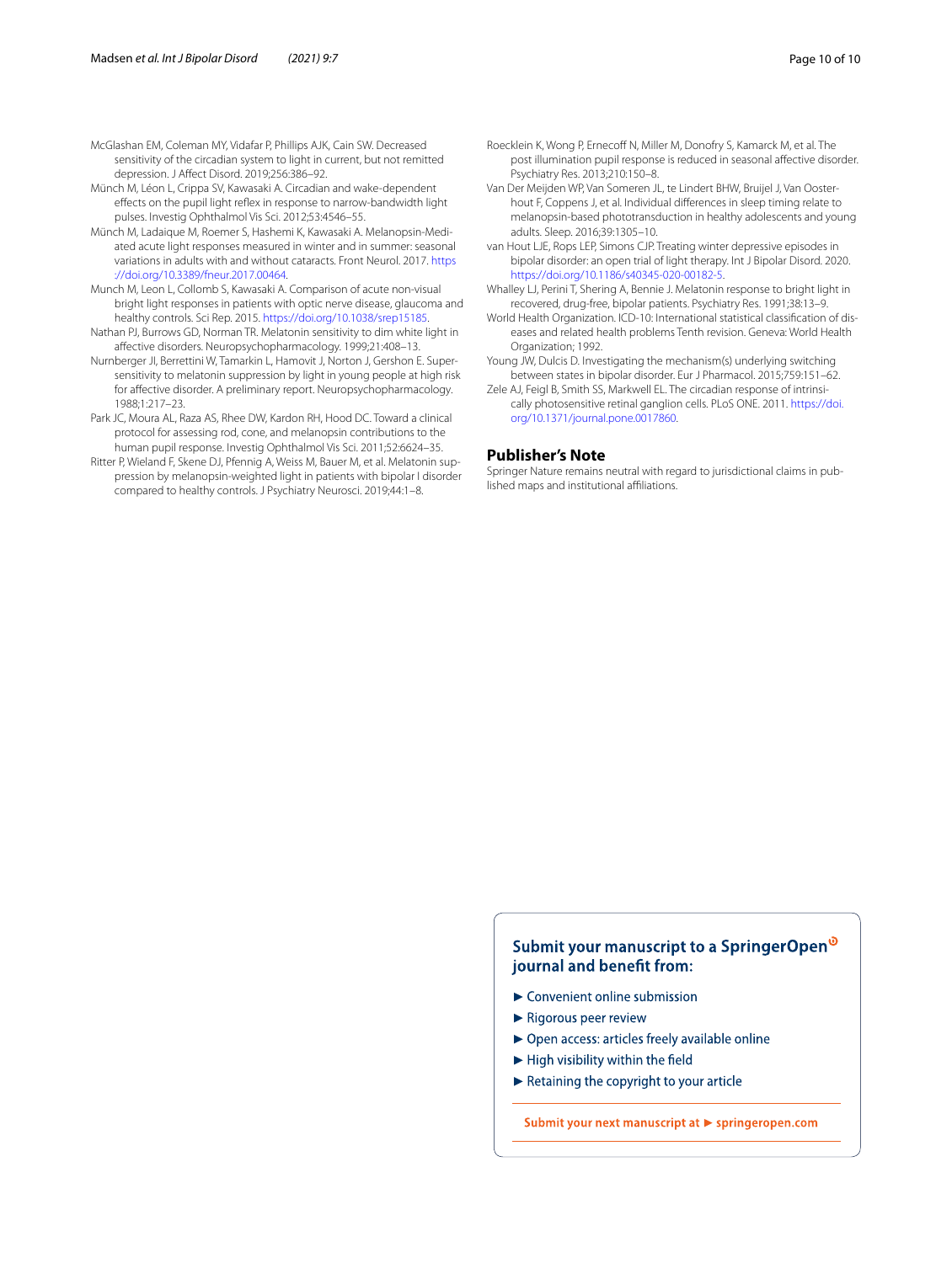McGlashan EM, Coleman MY, Vidafar P, Phillips AJK, Cain SW. Decreased sensitivity of the circadian system to light in current, but not remitted depression. J Affect Disord. 2019;256:386–92.

Münch M, Léon L, Crippa SV, Kawasaki A. Circadian and wake-dependent effects on the pupil light reflex in response to narrow-bandwidth light pulses. Investig Ophthalmol Vis Sci. 2012;53:4546–55.

Münch M, Ladaique M, Roemer S, Hashemi K, Kawasaki A. Melanopsin-Mediated acute light responses measured in winter and in summer: seasonal variations in adults with and without cataracts. Front Neurol. 2017. https://doi.org/10.3389/fneur.2017.00464.

Munch M, Leon L, Collomb S, Kawasaki A. Comparison of acute non-visual bright light responses in patients with optic nerve disease, glaucoma and healthy controls. Sci Rep. 2015. https://doi.org/10.1038/srep15185.

Nathan PJ, Burrows GD, Norman TR. Melatonin sensitivity to dim white light in affective disorders. Neuropsychopharmacology. 1999;21:408–13.

Nurnberger JI, Berrettini W, Tamarkin L, Hamovit J, Norton J, Gershon E. Supersensitivity to melatonin suppression by light in young people at high risk for affective disorder. A preliminary report. Neuropsychopharmacology. 1988;1:217–23.

Park JC, Moura AL, Raza AS, Rhee DW, Kardon RH, Hood DC. Toward a clinical protocol for assessing rod, cone, and melanopsin contributions to the human pupil response. Investig Ophthalmol Vis Sci. 2011;52:6624–35.

Ritter P, Wieland F, Skene DJ, Pfennig A, Weiss M, Bauer M, et al. Melatonin suppression by melanopsin-weighted light in patients with bipolar I disorder compared to healthy controls. J Psychiatry Neurosci. 2019;44:1–8.

Roecklein K, Wong P, Ernecoff N, Miller M, Donofry S, Kamarck M, et al. The post illumination pupil response is reduced in seasonal affective disorder. Psychiatry Res. 2013;210:150–8.

Van Der Meijden WP, Van Someren JL, te Lindert BHW, Bruijel J, Van Oosterhout F, Coppens J, et al. Individual differences in sleep timing relate to melanopsin-based phototransduction in healthy adolescents and young adults. Sleep. 2016;39:1305–10.

van Hout LJE, Rops LEP, Simons CJP. Treating winter depressive episodes in bipolar disorder: an open trial of light therapy. Int J Bipolar Disord. 2020. https://doi.org/10.1186/s40345-020-00182-5.

Whalley LJ, Perini T, Shering A, Bennie J. Melatonin response to bright light in recovered, drug-free, bipolar patients. Psychiatry Res. 1991;38:13–9.

World Health Organization. ICD-10: International statistical classification of diseases and related health problems Tenth revision. Geneva: World Health Organization; 1992.

Young JW, Dulcis D. Investigating the mechanism(s) underlying switching between states in bipolar disorder. Eur J Pharmacol. 2015;759:151–62.

Zele AJ, Feigl B, Smith SS, Markwell EL. The circadian response of intrinsically photosensitive retinal ganglion cells. PLoS ONE. 2011. https://doi.org/10.1371/journal.pone.0017860.

## Publisher's Note

Springer Nature remains neutral with regard to jurisdictional claims in published maps and institutional affiliations.

**Submit your manuscript to a SpringerOpen journal and benefit from:**

- Convenient online submission
- Rigorous peer review
- Open access: articles freely available online
- High visibility within the field
- Retaining the copyright to your article

**Submit your next manuscript at ▶ springeropen.com**